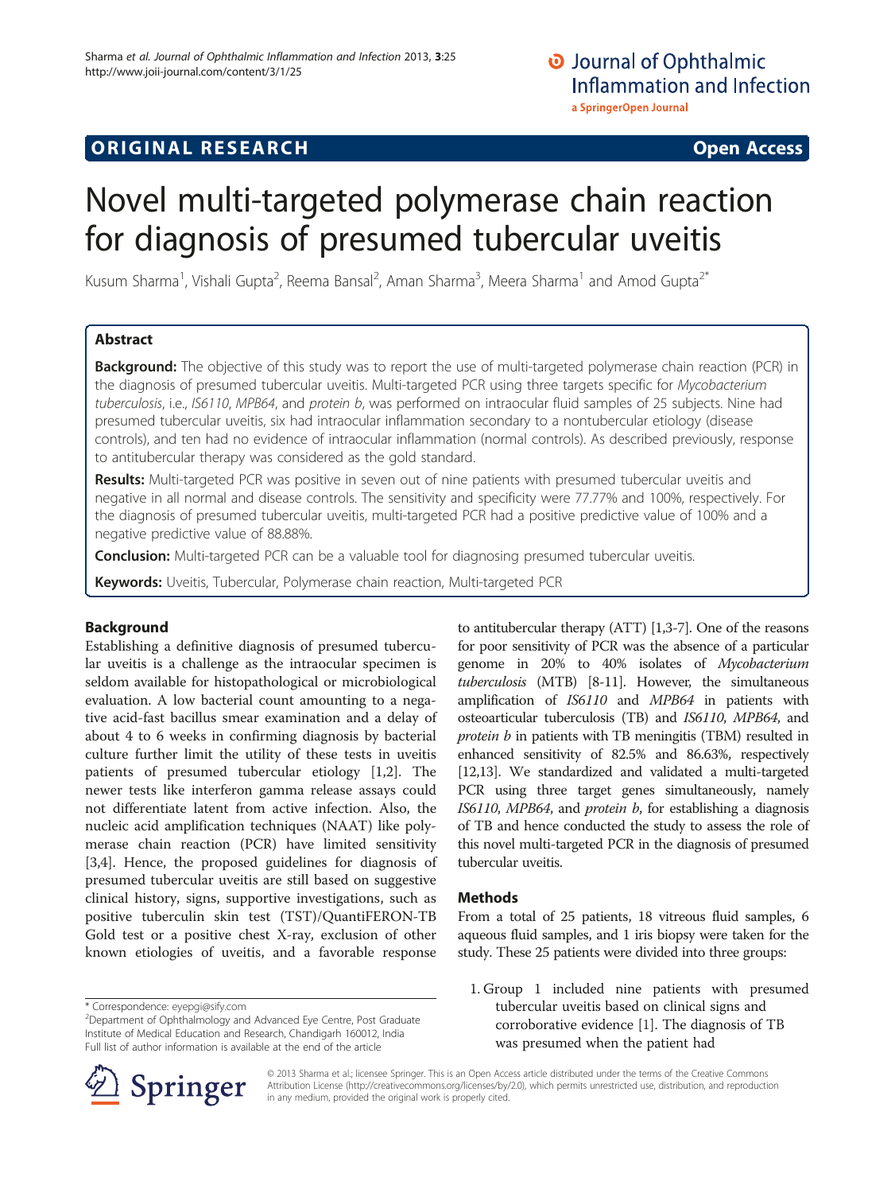ORIGINAL RESEARCH **Open Access**

# Novel multi-targeted polymerase chain reaction for diagnosis of presumed tubercular uveitis

Kusum Sharma[1], Vishali Gupta[2], Reema Bansal[2], Aman Sharma[3], Meera Sharma[1] and Amod Gupta[2*]

## Abstract

**Background:** The objective of this study was to report the use of multi-targeted polymerase chain reaction (PCR) in the diagnosis of presumed tubercular uveitis. Multi-targeted PCR using three targets specific for *Mycobacterium tuberculosis*, i.e., *IS6110*, *MPB64*, and *protein b*, was performed on intraocular fluid samples of 25 subjects. Nine had presumed tubercular uveitis, six had intraocular inflammation secondary to a nontubercular etiology (disease controls), and ten had no evidence of intraocular inflammation (normal controls). As described previously, response to antitubercular therapy was considered as the gold standard.

**Results:** Multi-targeted PCR was positive in seven out of nine patients with presumed tubercular uveitis and negative in all normal and disease controls. The sensitivity and specificity were 77.77% and 100%, respectively. For the diagnosis of presumed tubercular uveitis, multi-targeted PCR had a positive predictive value of 100% and a negative predictive value of 88.88%.

**Conclusion:** Multi-targeted PCR can be a valuable tool for diagnosing presumed tubercular uveitis.

**Keywords:** Uveitis, Tubercular, Polymerase chain reaction, Multi-targeted PCR

## Background

Establishing a definitive diagnosis of presumed tubercular uveitis is a challenge as the intraocular specimen is seldom available for histopathological or microbiological evaluation. A low bacterial count amounting to a negative acid-fast bacillus smear examination and a delay of about 4 to 6 weeks in confirming diagnosis by bacterial culture further limit the utility of these tests in uveitis patients of presumed tubercular etiology [1,2]. The newer tests like interferon gamma release assays could not differentiate latent from active infection. Also, the nucleic acid amplification techniques (NAAT) like polymerase chain reaction (PCR) have limited sensitivity [3,4]. Hence, the proposed guidelines for diagnosis of presumed tubercular uveitis are still based on suggestive clinical history, signs, supportive investigations, such as positive tuberculin skin test (TST)/QuantiFERON-TB Gold test or a positive chest X-ray, exclusion of other known etiologies of uveitis, and a favorable response to antitubercular therapy (ATT) [1,3-7]. One of the reasons for poor sensitivity of PCR was the absence of a particular genome in 20% to 40% isolates of *Mycobacterium tuberculosis* (MTB) [8-11]. However, the simultaneous amplification of *IS6110* and *MPB64* in patients with osteoarticular tuberculosis (TB) and *IS6110*, *MPB64*, and *protein b* in patients with TB meningitis (TBM) resulted in enhanced sensitivity of 82.5% and 86.63%, respectively [12,13]. We standardized and validated a multi-targeted PCR using three target genes simultaneously, namely *IS6110*, *MPB64*, and *protein b*, for establishing a diagnosis of TB and hence conducted the study to assess the role of this novel multi-targeted PCR in the diagnosis of presumed tubercular uveitis.

## Methods

From a total of 25 patients, 18 vitreous fluid samples, 6 aqueous fluid samples, and 1 iris biopsy were taken for the study. These 25 patients were divided into three groups:

1. Group 1 included nine patients with presumed tubercular uveitis based on clinical signs and corroborative evidence [1]. The diagnosis of TB was presumed when the patient had

\* Correspondence: eyepgi@sify.com
[2]Department of Ophthalmology and Advanced Eye Centre, Post Graduate Institute of Medical Education and Research, Chandigarh 160012, India
Full list of author information is available at the end of the article

© 2013 Sharma et al.; licensee Springer. This is an Open Access article distributed under the terms of the Creative Commons Attribution License (http://creativecommons.org/licenses/by/2.0), which permits unrestricted use, distribution, and reproduction in any medium, provided the original work is properly cited.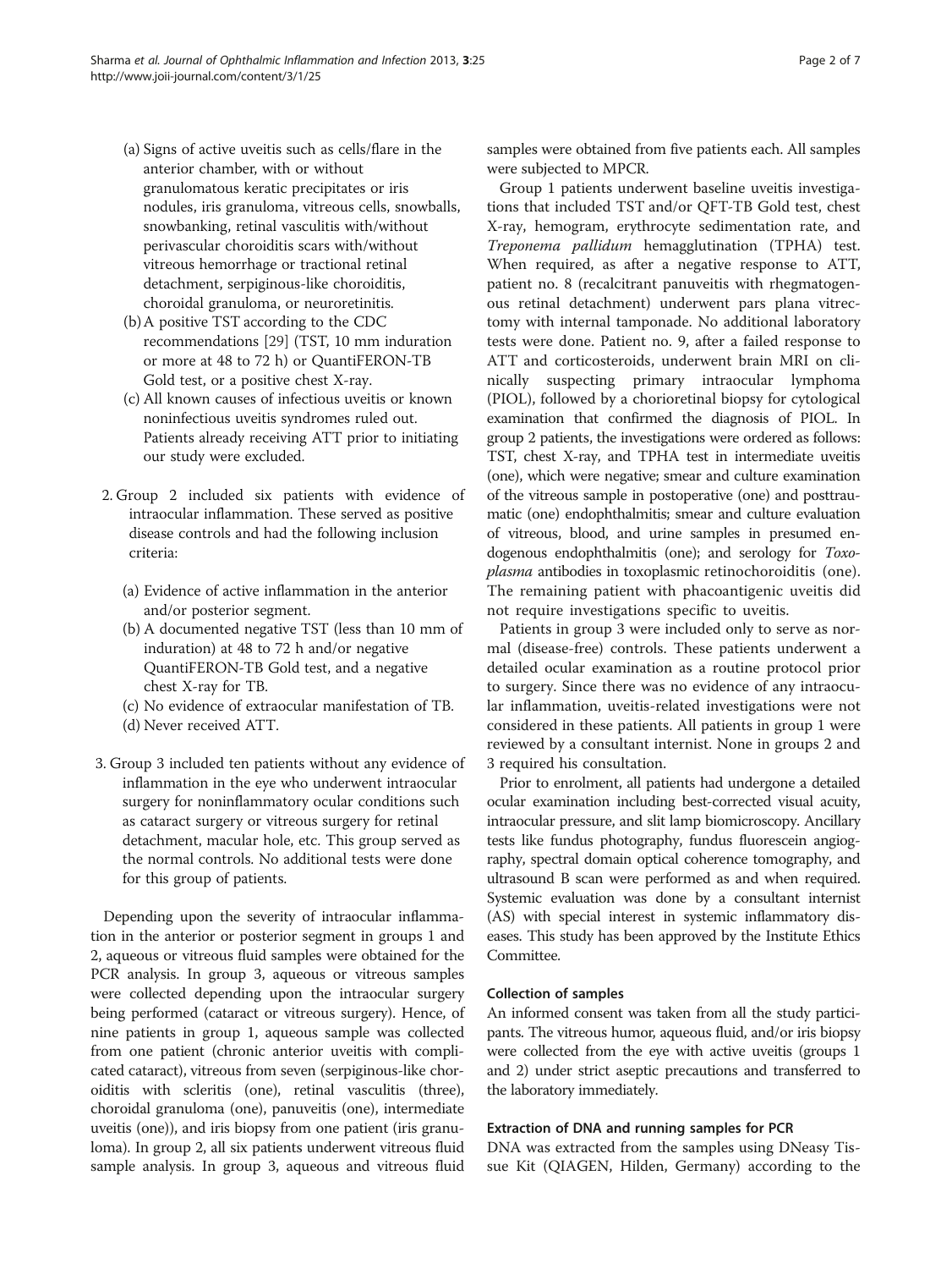(a) Signs of active uveitis such as cells/flare in the anterior chamber, with or without granulomatous keratic precipitates or iris nodules, iris granuloma, vitreous cells, snowballs, snowbanking, retinal vasculitis with/without perivascular choroiditis scars with/without vitreous hemorrhage or tractional retinal detachment, serpiginous-like choroiditis, choroidal granuloma, or neuroretinitis.

(b) A positive TST according to the CDC recommendations [29] (TST, 10 mm induration or more at 48 to 72 h) or QuantiFERON-TB Gold test, or a positive chest X-ray.

(c) All known causes of infectious uveitis or known noninfectious uveitis syndromes ruled out. Patients already receiving ATT prior to initiating our study were excluded.

2. Group 2 included six patients with evidence of intraocular inflammation. These served as positive disease controls and had the following inclusion criteria:

   (a) Evidence of active inflammation in the anterior and/or posterior segment.

   (b) A documented negative TST (less than 10 mm of induration) at 48 to 72 h and/or negative QuantiFERON-TB Gold test, and a negative chest X-ray for TB.

   (c) No evidence of extraocular manifestation of TB.

   (d) Never received ATT.

3. Group 3 included ten patients without any evidence of inflammation in the eye who underwent intraocular surgery for noninflammatory ocular conditions such as cataract surgery or vitreous surgery for retinal detachment, macular hole, etc. This group served as the normal controls. No additional tests were done for this group of patients.

Depending upon the severity of intraocular inflammation in the anterior or posterior segment in groups 1 and 2, aqueous or vitreous fluid samples were obtained for the PCR analysis. In group 3, aqueous or vitreous samples were collected depending upon the intraocular surgery being performed (cataract or vitreous surgery). Hence, of nine patients in group 1, aqueous sample was collected from one patient (chronic anterior uveitis with complicated cataract), vitreous from seven (serpiginous-like choroiditis with scleritis (one), retinal vasculitis (three), choroidal granuloma (one), panuveitis (one), intermediate uveitis (one)), and iris biopsy from one patient (iris granuloma). In group 2, all six patients underwent vitreous fluid sample analysis. In group 3, aqueous and vitreous fluid samples were obtained from five patients each. All samples were subjected to MPCR.

Group 1 patients underwent baseline uveitis investigations that included TST and/or QFT-TB Gold test, chest X-ray, hemogram, erythrocyte sedimentation rate, and *Treponema pallidum* hemagglutination (TPHA) test. When required, as after a negative response to ATT, patient no. 8 (recalcitrant panuveitis with rhegmatogenous retinal detachment) underwent pars plana vitrectomy with internal tamponade. No additional laboratory tests were done. Patient no. 9, after a failed response to ATT and corticosteroids, underwent brain MRI on clinically suspecting primary intraocular lymphoma (PIOL), followed by a chorioretinal biopsy for cytological examination that confirmed the diagnosis of PIOL. In group 2 patients, the investigations were ordered as follows: TST, chest X-ray, and TPHA test in intermediate uveitis (one), which were negative; smear and culture examination of the vitreous sample in postoperative (one) and posttraumatic (one) endophthalmitis; smear and culture evaluation of vitreous, blood, and urine samples in presumed endogenous endophthalmitis (one); and serology for *Toxoplasma* antibodies in toxoplasmic retinochoroiditis (one). The remaining patient with phacoantigenic uveitis did not require investigations specific to uveitis.

Patients in group 3 were included only to serve as normal (disease-free) controls. These patients underwent a detailed ocular examination as a routine protocol prior to surgery. Since there was no evidence of any intraocular inflammation, uveitis-related investigations were not considered in these patients. All patients in group 1 were reviewed by a consultant internist. None in groups 2 and 3 required his consultation.

Prior to enrolment, all patients had undergone a detailed ocular examination including best-corrected visual acuity, intraocular pressure, and slit lamp biomicroscopy. Ancillary tests like fundus photography, fundus fluorescein angiography, spectral domain optical coherence tomography, and ultrasound B scan were performed as and when required. Systemic evaluation was done by a consultant internist (AS) with special interest in systemic inflammatory diseases. This study has been approved by the Institute Ethics Committee.

### Collection of samples

An informed consent was taken from all the study participants. The vitreous humor, aqueous fluid, and/or iris biopsy were collected from the eye with active uveitis (groups 1 and 2) under strict aseptic precautions and transferred to the laboratory immediately.

### Extraction of DNA and running samples for PCR

DNA was extracted from the samples using DNeasy Tissue Kit (QIAGEN, Hilden, Germany) according to the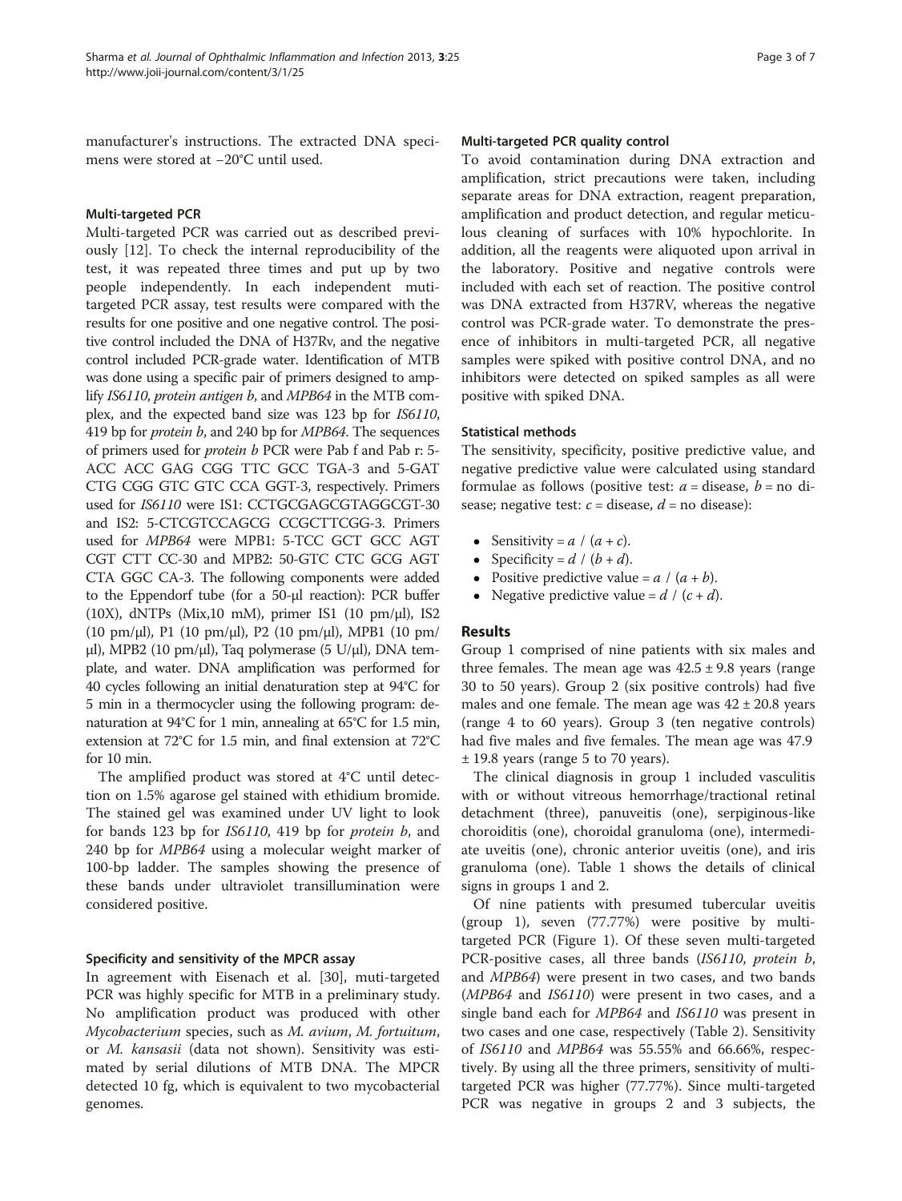manufacturer's instructions. The extracted DNA specimens were stored at −20°C until used.

#### Multi-targeted PCR

Multi-targeted PCR was carried out as described previously [12]. To check the internal reproducibility of the test, it was repeated three times and put up by two people independently. In each independent mutitargeted PCR assay, test results were compared with the results for one positive and one negative control. The positive control included the DNA of H37Rv, and the negative control included PCR-grade water. Identification of MTB was done using a specific pair of primers designed to amplify *IS6110*, *protein antigen b*, and *MPB64* in the MTB complex, and the expected band size was 123 bp for *IS6110*, 419 bp for *protein b*, and 240 bp for *MPB64*. The sequences of primers used for *protein b* PCR were Pab f and Pab r: 5-ACC ACC GAG CGG TTC GCC TGA-3 and 5-GAT CTG CGG GTC GTC CCA GGT-3, respectively. Primers used for *IS6110* were IS1: CCTGCGAGCGTAGGCGT-30 and IS2: 5-CTCGTCCAGCG CCGCTTCGG-3. Primers used for *MPB64* were MPB1: 5-TCC GCT GCC AGT CGT CTT CC-30 and MPB2: 50-GTC CTC GCG AGT CTA GGC CA-3. The following components were added to the Eppendorf tube (for a 50-μl reaction): PCR buffer (10X), dNTPs (Mix,10 mM), primer IS1 (10 pm/μl), IS2 (10 pm/μl), P1 (10 pm/μl), P2 (10 pm/μl), MPB1 (10 pm/μl), MPB2 (10 pm/μl), Taq polymerase (5 U/μl), DNA template, and water. DNA amplification was performed for 40 cycles following an initial denaturation step at 94°C for 5 min in a thermocycler using the following program: denaturation at 94°C for 1 min, annealing at 65°C for 1.5 min, extension at 72°C for 1.5 min, and final extension at 72°C for 10 min.

The amplified product was stored at 4°C until detection on 1.5% agarose gel stained with ethidium bromide. The stained gel was examined under UV light to look for bands 123 bp for *IS6110*, 419 bp for *protein b*, and 240 bp for *MPB64* using a molecular weight marker of 100-bp ladder. The samples showing the presence of these bands under ultraviolet transillumination were considered positive.

#### Specificity and sensitivity of the MPCR assay

In agreement with Eisenach et al. [30], muti-targeted PCR was highly specific for MTB in a preliminary study. No amplification product was produced with other *Mycobacterium* species, such as *M. avium*, *M. fortuitum*, or *M. kansasii* (data not shown). Sensitivity was estimated by serial dilutions of MTB DNA. The MPCR detected 10 fg, which is equivalent to two mycobacterial genomes.

#### Multi-targeted PCR quality control

To avoid contamination during DNA extraction and amplification, strict precautions were taken, including separate areas for DNA extraction, reagent preparation, amplification and product detection, and regular meticulous cleaning of surfaces with 10% hypochlorite. In addition, all the reagents were aliquoted upon arrival in the laboratory. Positive and negative controls were included with each set of reaction. The positive control was DNA extracted from H37RV, whereas the negative control was PCR-grade water. To demonstrate the presence of inhibitors in multi-targeted PCR, all negative samples were spiked with positive control DNA, and no inhibitors were detected on spiked samples as all were positive with spiked DNA.

#### Statistical methods

The sensitivity, specificity, positive predictive value, and negative predictive value were calculated using standard formulae as follows (positive test: $a$ = disease, $b$ = no disease; negative test: $c$ = disease, $d$ = no disease):

- Sensitivity = $a$ / ($a$ + $c$).
- Specificity = $d$ / ($b$ + $d$).
- Positive predictive value = $a$ / ($a$ + $b$).
- Negative predictive value = $d$ / ($c$ + $d$).

## Results

Group 1 comprised of nine patients with six males and three females. The mean age was 42.5 ± 9.8 years (range 30 to 50 years). Group 2 (six positive controls) had five males and one female. The mean age was 42 ± 20.8 years (range 4 to 60 years). Group 3 (ten negative controls) had five males and five females. The mean age was 47.9 ± 19.8 years (range 5 to 70 years).

The clinical diagnosis in group 1 included vasculitis with or without vitreous hemorrhage/tractional retinal detachment (three), panuveitis (one), serpiginous-like choroiditis (one), choroidal granuloma (one), intermediate uveitis (one), chronic anterior uveitis (one), and iris granuloma (one). Table 1 shows the details of clinical signs in groups 1 and 2.

Of nine patients with presumed tubercular uveitis (group 1), seven (77.77%) were positive by multi-targeted PCR (Figure 1). Of these seven multi-targeted PCR-positive cases, all three bands (*IS6110*, *protein b*, and *MPB64*) were present in two cases, and two bands (*MPB64* and *IS6110*) were present in two cases, and a single band each for *MPB64* and *IS6110* was present in two cases and one case, respectively (Table 2). Sensitivity of *IS6110* and *MPB64* was 55.55% and 66.66%, respectively. By using all the three primers, sensitivity of multi-targeted PCR was higher (77.77%). Since multi-targeted PCR was negative in groups 2 and 3 subjects, the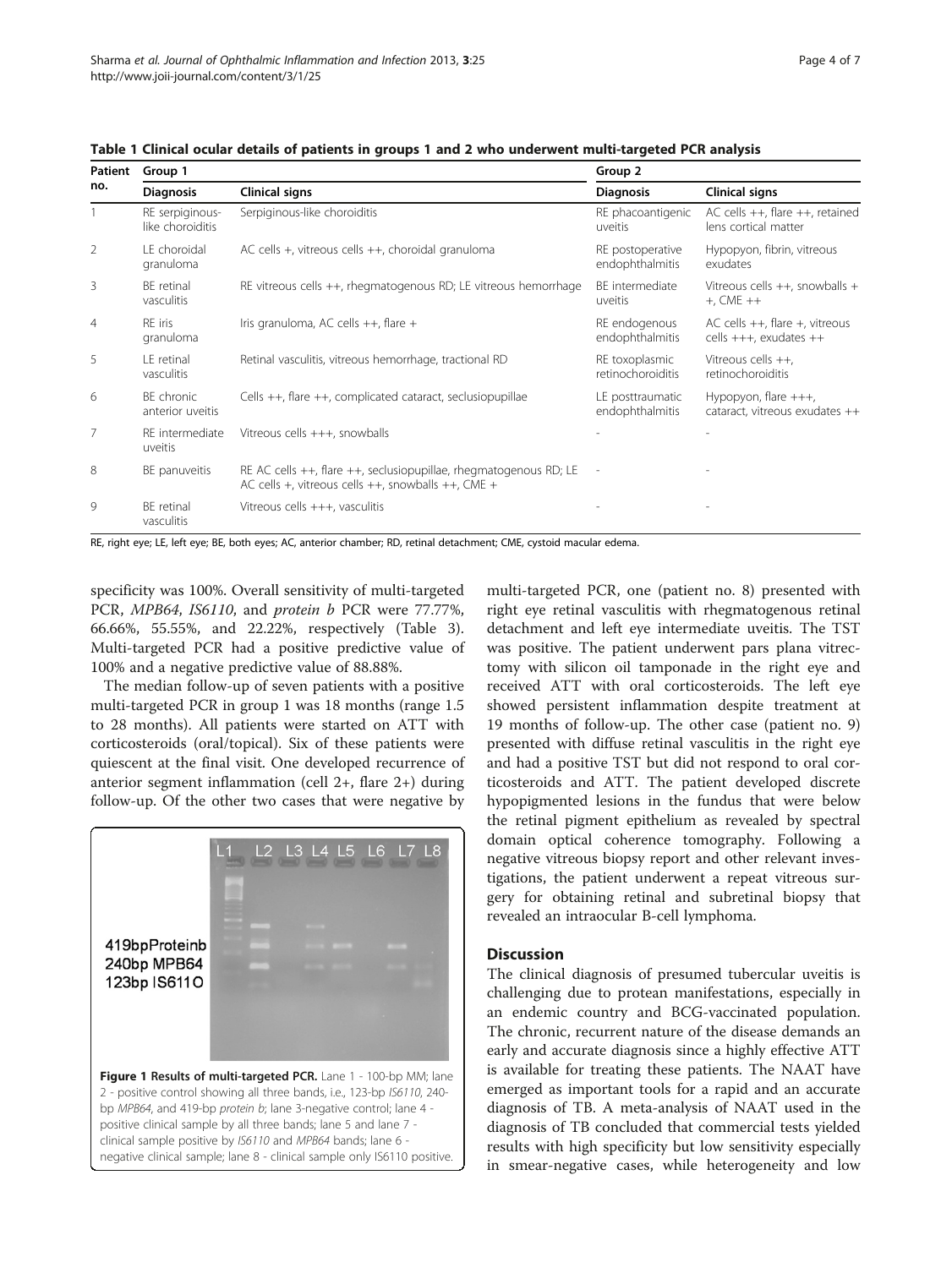**Table 1 Clinical ocular details of patients in groups 1 and 2 who underwent multi-targeted PCR analysis**

| Patient no. | Group 1 | | Group 2 | |
|---|---|---|---|---|
| | Diagnosis | Clinical signs | Diagnosis | Clinical signs |
| 1 | RE serpiginous-like choroiditis | Serpiginous-like choroiditis | RE phacoantigenic uveitis | AC cells ++, flare ++, retained lens cortical matter |
| 2 | LE choroidal granuloma | AC cells +, vitreous cells ++, choroidal granuloma | RE postoperative endophthalmitis | Hypopyon, fibrin, vitreous exudates |
| 3 | BE retinal vasculitis | RE vitreous cells ++, rhegmatogenous RD; LE vitreous hemorrhage | BE intermediate uveitis | Vitreous cells ++, snowballs ++, CME ++ |
| 4 | RE iris granuloma | Iris granuloma, AC cells ++, flare + | RE endogenous endophthalmitis | AC cells ++, flare +, vitreous cells +++, exudates ++ |
| 5 | LE retinal vasculitis | Retinal vasculitis, vitreous hemorrhage, tractional RD | RE toxoplasmic retinochoroiditis | Vitreous cells ++, retinochoroiditis |
| 6 | BE chronic anterior uveitis | Cells ++, flare ++, complicated cataract, seclusiopupillae | LE posttraumatic endophthalmitis | Hypopyon, flare +++, cataract, vitreous exudates ++ |
| 7 | RE intermediate uveitis | Vitreous cells +++, snowballs | - | - |
| 8 | BE panuveitis | RE AC cells ++, flare ++, seclusiopupillae, rhegmatogenous RD; LE AC cells +, vitreous cells ++, snowballs ++, CME + | - | - |
| 9 | BE retinal vasculitis | Vitreous cells +++, vasculitis | - | - |

RE, right eye; LE, left eye; BE, both eyes; AC, anterior chamber; RD, retinal detachment; CME, cystoid macular edema.

specificity was 100%. Overall sensitivity of multi-targeted PCR, *MPB64*, *IS6110*, and *protein b* PCR were 77.77%, 66.66%, 55.55%, and 22.22%, respectively (Table 3). Multi-targeted PCR had a positive predictive value of 100% and a negative predictive value of 88.88%.

The median follow-up of seven patients with a positive multi-targeted PCR in group 1 was 18 months (range 1.5 to 28 months). All patients were started on ATT with corticosteroids (oral/topical). Six of these patients were quiescent at the final visit. One developed recurrence of anterior segment inflammation (cell 2+, flare 2+) during follow-up. Of the other two cases that were negative by multi-targeted PCR, one (patient no. 8) presented with right eye retinal vasculitis with rhegmatogenous retinal detachment and left eye intermediate uveitis. The TST was positive. The patient underwent pars plana vitrectomy with silicon oil tamponade in the right eye and received ATT with oral corticosteroids. The left eye showed persistent inflammation despite treatment at 19 months of follow-up. The other case (patient no. 9) presented with diffuse retinal vasculitis in the right eye and had a positive TST but did not respond to oral corticosteroids and ATT. The patient developed discrete hypopigmented lesions in the fundus that were below the retinal pigment epithelium as revealed by spectral domain optical coherence tomography. Following a negative vitreous biopsy report and other relevant investigations, the patient underwent a repeat vitreous surgery for obtaining retinal and subretinal biopsy that revealed an intraocular B-cell lymphoma.

**Figure 1 Results of multi-targeted PCR.** Lane 1 - 100-bp MM; lane 2 - positive control showing all three bands, i.e., 123-bp *IS6110*, 240-bp *MPB64*, and 419-bp *protein b*; lane 3-negative control; lane 4 - positive clinical sample by all three bands; lane 5 and lane 7 - clinical sample positive by *IS6110* and *MPB64* bands; lane 6 - negative clinical sample; lane 8 - clinical sample only IS6110 positive.

## Discussion

The clinical diagnosis of presumed tubercular uveitis is challenging due to protean manifestations, especially in an endemic country and BCG-vaccinated population. The chronic, recurrent nature of the disease demands an early and accurate diagnosis since a highly effective ATT is available for treating these patients. The NAAT have emerged as important tools for a rapid and an accurate diagnosis of TB. A meta-analysis of NAAT used in the diagnosis of TB concluded that commercial tests yielded results with high specificity but low sensitivity especially in smear-negative cases, while heterogeneity and low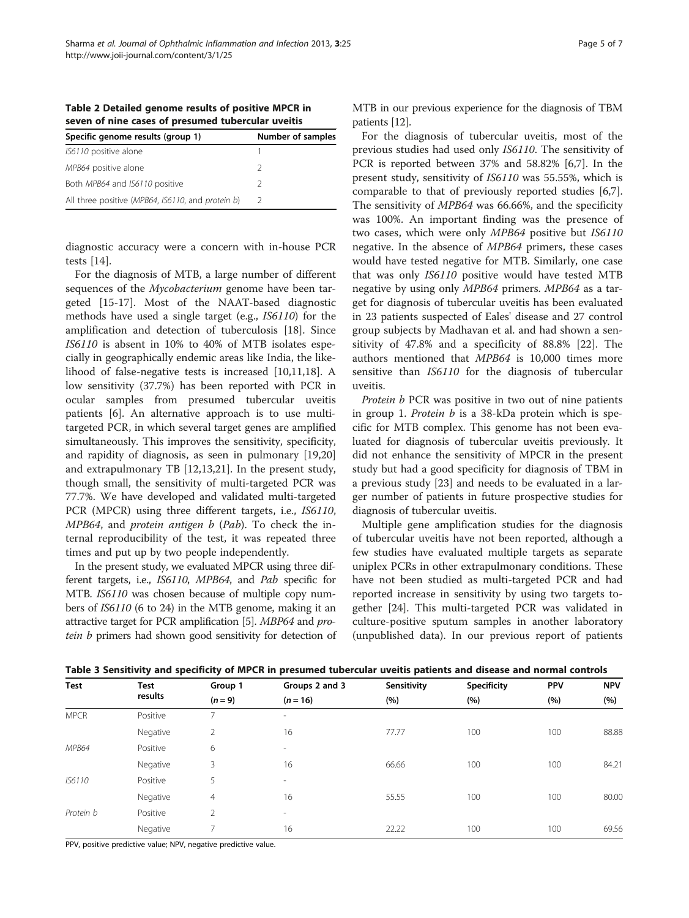**Table 2 Detailed genome results of positive MPCR in seven of nine cases of presumed tubercular uveitis**

| Specific genome results (group 1) | Number of samples |
|---|---|
| *IS6110* positive alone | 1 |
| *MPB64* positive alone | 2 |
| Both *MPB64* and *IS6110* positive | 2 |
| All three positive (*MPB64*, *IS6110*, and *protein b*) | 2 |

diagnostic accuracy were a concern with in-house PCR tests [14].

For the diagnosis of MTB, a large number of different sequences of the *Mycobacterium* genome have been targeted [15-17]. Most of the NAAT-based diagnostic methods have used a single target (e.g., *IS6110*) for the amplification and detection of tuberculosis [18]. Since *IS6110* is absent in 10% to 40% of MTB isolates especially in geographically endemic areas like India, the likelihood of false-negative tests is increased [10,11,18]. A low sensitivity (37.7%) has been reported with PCR in ocular samples from presumed tubercular uveitis patients [6]. An alternative approach is to use multi-targeted PCR, in which several target genes are amplified simultaneously. This improves the sensitivity, specificity, and rapidity of diagnosis, as seen in pulmonary [19,20] and extrapulmonary TB [12,13,21]. In the present study, though small, the sensitivity of multi-targeted PCR was 77.7%. We have developed and validated multi-targeted PCR (MPCR) using three different targets, i.e., *IS6110*, *MPB64*, and *protein antigen b* (*Pab*). To check the internal reproducibility of the test, it was repeated three times and put up by two people independently.

In the present study, we evaluated MPCR using three different targets, i.e., *IS6110*, *MPB64*, and *Pab* specific for MTB. *IS6110* was chosen because of multiple copy numbers of *IS6110* (6 to 24) in the MTB genome, making it an attractive target for PCR amplification [5]. *MBP64* and *protein b* primers had shown good sensitivity for detection of MTB in our previous experience for the diagnosis of TBM patients [12].

For the diagnosis of tubercular uveitis, most of the previous studies had used only *IS6110*. The sensitivity of PCR is reported between 37% and 58.82% [6,7]. In the present study, sensitivity of *IS6110* was 55.55%, which is comparable to that of previously reported studies [6,7]. The sensitivity of *MPB64* was 66.66%, and the specificity was 100%. An important finding was the presence of two cases, which were only *MPB64* positive but *IS6110* negative. In the absence of *MPB64* primers, these cases would have tested negative for MTB. Similarly, one case that was only *IS6110* positive would have tested MTB negative by using only *MPB64* primers. *MPB64* as a target for diagnosis of tubercular uveitis has been evaluated in 23 patients suspected of Eales' disease and 27 control group subjects by Madhavan et al. and had shown a sensitivity of 47.8% and a specificity of 88.8% [22]. The authors mentioned that *MPB64* is 10,000 times more sensitive than *IS6110* for the diagnosis of tubercular uveitis.

*Protein b* PCR was positive in two out of nine patients in group 1. *Protein b* is a 38-kDa protein which is specific for MTB complex. This genome has not been evaluated for diagnosis of tubercular uveitis previously. It did not enhance the sensitivity of MPCR in the present study but had a good specificity for diagnosis of TBM in a previous study [23] and needs to be evaluated in a larger number of patients in future prospective studies for diagnosis of tubercular uveitis.

Multiple gene amplification studies for the diagnosis of tubercular uveitis have not been reported, although a few studies have evaluated multiple targets as separate uniplex PCRs in other extrapulmonary conditions. These have not been studied as multi-targeted PCR and had reported increase in sensitivity by using two targets together [24]. This multi-targeted PCR was validated in culture-positive sputum samples in another laboratory (unpublished data). In our previous report of patients

**Table 3 Sensitivity and specificity of MPCR in presumed tubercular uveitis patients and disease and normal controls**

| Test | Test results | Group 1 ($n = 9$) | Groups 2 and 3 ($n = 16$) | Sensitivity (%) | Specificity (%) | PPV (%) | NPV (%) |
|---|---|---|---|---|---|---|---|
| MPCR | Positive | 7 | - | | | | |
| | Negative | 2 | 16 | 77.77 | 100 | 100 | 88.88 |
| *MPB64* | Positive | 6 | - | | | | |
| | Negative | 3 | 16 | 66.66 | 100 | 100 | 84.21 |
| *IS6110* | Positive | 5 | - | | | | |
| | Negative | 4 | 16 | 55.55 | 100 | 100 | 80.00 |
| *Protein b* | Positive | 2 | - | | | | |
| | Negative | 7 | 16 | 22.22 | 100 | 100 | 69.56 |

PPV, positive predictive value; NPV, negative predictive value.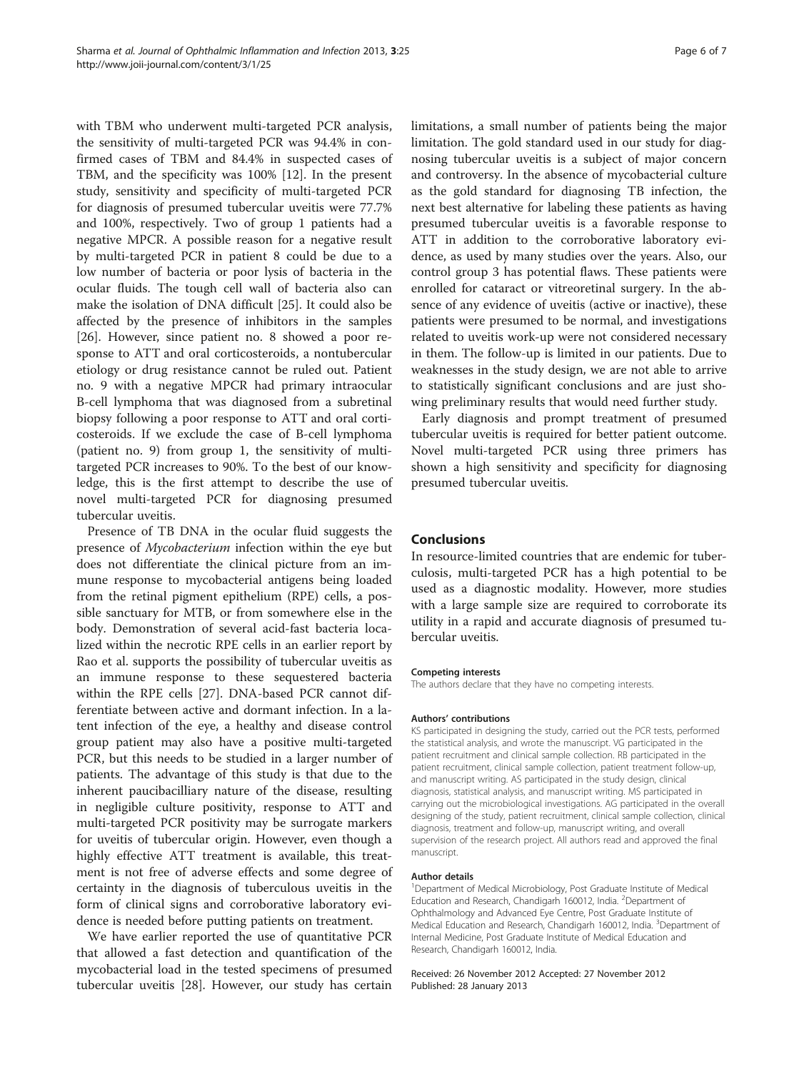with TBM who underwent multi-targeted PCR analysis, the sensitivity of multi-targeted PCR was 94.4% in confirmed cases of TBM and 84.4% in suspected cases of TBM, and the specificity was 100% [12]. In the present study, sensitivity and specificity of multi-targeted PCR for diagnosis of presumed tubercular uveitis were 77.7% and 100%, respectively. Two of group 1 patients had a negative MPCR. A possible reason for a negative result by multi-targeted PCR in patient 8 could be due to a low number of bacteria or poor lysis of bacteria in the ocular fluids. The tough cell wall of bacteria also can make the isolation of DNA difficult [25]. It could also be affected by the presence of inhibitors in the samples [26]. However, since patient no. 8 showed a poor response to ATT and oral corticosteroids, a nontubercular etiology or drug resistance cannot be ruled out. Patient no. 9 with a negative MPCR had primary intraocular B-cell lymphoma that was diagnosed from a subretinal biopsy following a poor response to ATT and oral corticosteroids. If we exclude the case of B-cell lymphoma (patient no. 9) from group 1, the sensitivity of multi-targeted PCR increases to 90%. To the best of our knowledge, this is the first attempt to describe the use of novel multi-targeted PCR for diagnosing presumed tubercular uveitis.

Presence of TB DNA in the ocular fluid suggests the presence of *Mycobacterium* infection within the eye but does not differentiate the clinical picture from an immune response to mycobacterial antigens being loaded from the retinal pigment epithelium (RPE) cells, a possible sanctuary for MTB, or from somewhere else in the body. Demonstration of several acid-fast bacteria localized within the necrotic RPE cells in an earlier report by Rao et al. supports the possibility of tubercular uveitis as an immune response to these sequestered bacteria within the RPE cells [27]. DNA-based PCR cannot differentiate between active and dormant infection. In a latent infection of the eye, a healthy and disease control group patient may also have a positive multi-targeted PCR, but this needs to be studied in a larger number of patients. The advantage of this study is that due to the inherent paucibacilliary nature of the disease, resulting in negligible culture positivity, response to ATT and multi-targeted PCR positivity may be surrogate markers for uveitis of tubercular origin. However, even though a highly effective ATT treatment is available, this treatment is not free of adverse effects and some degree of certainty in the diagnosis of tuberculous uveitis in the form of clinical signs and corroborative laboratory evidence is needed before putting patients on treatment.

We have earlier reported the use of quantitative PCR that allowed a fast detection and quantification of the mycobacterial load in the tested specimens of presumed tubercular uveitis [28]. However, our study has certain limitations, a small number of patients being the major limitation. The gold standard used in our study for diagnosing tubercular uveitis is a subject of major concern and controversy. In the absence of mycobacterial culture as the gold standard for diagnosing TB infection, the next best alternative for labeling these patients as having presumed tubercular uveitis is a favorable response to ATT in addition to the corroborative laboratory evidence, as used by many studies over the years. Also, our control group 3 has potential flaws. These patients were enrolled for cataract or vitreoretinal surgery. In the absence of any evidence of uveitis (active or inactive), these patients were presumed to be normal, and investigations related to uveitis work-up were not considered necessary in them. The follow-up is limited in our patients. Due to weaknesses in the study design, we are not able to arrive to statistically significant conclusions and are just showing preliminary results that would need further study.

Early diagnosis and prompt treatment of presumed tubercular uveitis is required for better patient outcome. Novel multi-targeted PCR using three primers has shown a high sensitivity and specificity for diagnosing presumed tubercular uveitis.

## Conclusions

In resource-limited countries that are endemic for tuberculosis, multi-targeted PCR has a high potential to be used as a diagnostic modality. However, more studies with a large sample size are required to corroborate its utility in a rapid and accurate diagnosis of presumed tubercular uveitis.

#### Competing interests

The authors declare that they have no competing interests.

#### Authors' contributions

KS participated in designing the study, carried out the PCR tests, performed the statistical analysis, and wrote the manuscript. VG participated in the patient recruitment and clinical sample collection. RB participated in the patient recruitment, clinical sample collection, patient treatment follow-up, and manuscript writing. AS participated in the study design, clinical diagnosis, statistical analysis, and manuscript writing. MS participated in carrying out the microbiological investigations. AG participated in the overall designing of the study, patient recruitment, clinical sample collection, clinical diagnosis, treatment and follow-up, manuscript writing, and overall supervision of the research project. All authors read and approved the final manuscript.

#### Author details

[1]Department of Medical Microbiology, Post Graduate Institute of Medical Education and Research, Chandigarh 160012, India. [2]Department of Ophthalmology and Advanced Eye Centre, Post Graduate Institute of Medical Education and Research, Chandigarh 160012, India. [3]Department of Internal Medicine, Post Graduate Institute of Medical Education and Research, Chandigarh 160012, India.

Received: 26 November 2012 Accepted: 27 November 2012
Published: 28 January 2013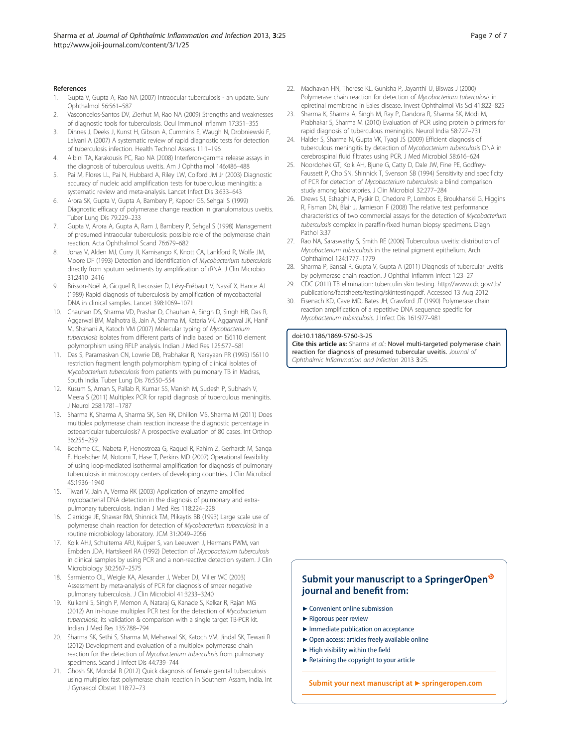## References

1. Gupta V, Gupta A, Rao NA (2007) Intraocular tuberculosis - an update. Surv Ophthalmol 56:561–587
2. Vasconcelos-Santos DV, Zierhut M, Rao NA (2009) Strengths and weaknesses of diagnostic tools for tuberculosis. Ocul Immunol Inflamm 17:351–355
3. Dinnes J, Deeks J, Kunst H, Gibson A, Cummins E, Waugh N, Drobniewski F, Lalvani A (2007) A systematic review of rapid diagnostic tests for detection of tuberculosis infection. Health Technol Assess 11:1–196
4. Albini TA, Karakousis PC, Rao NA (2008) Interferon-gamma release assays in the diagnosis of tuberculous uveitis. Am J Ophthalmol 146:486–488
5. Pai M, Flores LL, Pai N, Hubbard A, Riley LW, Colford JM Jr (2003) Diagnostic accuracy of nucleic acid amplification tests for tuberculous meningitis: a systematic review and meta-analysis. Lancet Infect Dis 3:633–643
6. Arora SK, Gupta V, Gupta A, Bambery P, Kapoor GS, Sehgal S (1999) Diagnostic efficacy of polymerase change reaction in granulomatous uveitis. Tuber Lung Dis 79:229–233
7. Gupta V, Arora A, Gupta A, Ram J, Bambery P, Sehgal S (1998) Management of presumed intraocular tuberculosis: possible role of the polymerase chain reaction. Acta Ophthalmol Scand 76:679–682
8. Jonas V, Alden MJ, Curry JI, Kamisango K, Knott CA, Lankford R, Wolfe JM, Moore DF (1993) Detection and identification of *Mycobacterium tuberculosis* directly from sputum sediments by amplification of rRNA. J Clin Microbio 31:2410–2416
9. Brisson-Noël A, Gicquel B, Lecossier D, Lévy-Frébault V, Nassif X, Hance AJ (1989) Rapid diagnosis of tuberculosis by amplification of mycobacterial DNA in clinical samples. Lancet 398:1069–1071
10. Chauhan DS, Sharma VD, Prashar D, Chauhan A, Singh D, Singh HB, Das R, Aggarwal BM, Malhotra B, Jain A, Sharma M, Kataria VK, Aggarwal JK, Hanif M, Shahani A, Katoch VM (2007) Molecular typing of *Mycobacterium tuberculosis* isolates from different parts of India based on IS6110 element polymorphism using RFLP analysis. Indian J Med Res 125:577–581
11. Das S, Paramasivan CN, Lowrie DB, Prabhakar R, Narayaan PR (1995) IS6110 restriction fragment length polymorphism typing of clinical isolates of *Mycobacterium tuberculosis* from patients with pulmonary TB in Madras, South India. Tuber Lung Dis 76:550–554
12. Kusum S, Aman S, Pallab R, Kumar SS, Manish M, Sudesh P, Subhash V, Meera S (2011) Multiplex PCR for rapid diagnosis of tuberculous meningitis. J Neurol 258:1781–1787
13. Sharma K, Sharma A, Sharma SK, Sen RK, Dhillon MS, Sharma M (2011) Does multiplex polymerase chain reaction increase the diagnostic percentage in osteoarticular tuberculosis? A prospective evaluation of 80 cases. Int Orthop 36:255–259
14. Boehme CC, Nabeta P, Henostroza G, Raquel R, Rahim Z, Gerhardt M, Sanga E, Hoelscher M, Notomi T, Hase T, Perkins MD (2007) Operational feasibility of using loop-mediated isothermal amplification for diagnosis of pulmonary tuberculosis in microscopy centers of developing countries. J Clin Microbiol 45:1936–1940
15. Tiwari V, Jain A, Verma RK (2003) Application of enzyme amplified mycobacterial DNA detection in the diagnosis of pulmonary and extra-pulmonary tuberculosis. Indian J Med Res 118:224–228
16. Clarridge JE, Shawar RM, Shinnick TM, Plikaytis BB (1993) Large scale use of polymerase chain reaction for detection of *Mycobacterium tuberculosis* in a routine microbiology laboratory. JCM 31:2049–2056
17. Kolk AHJ, Schuitema ARJ, Kuijper S, van Leeuwen J, Hermans PWM, van Embden JDA, Hartskeerl RA (1992) Detection of *Mycobacterium tuberculosis* in clinical samples by using PCR and a non-reactive detection system. J Clin Microbiology 30:2567–2575
18. Sarmiento OL, Weigle KA, Alexander J, Weber DJ, Miller WC (2003) Assessment by meta-analysis of PCR for diagnosis of smear negative pulmonary tuberculosis. J Clin Microbiol 41:3233–3240
19. Kulkarni S, Singh P, Memon A, Nataraj G, Kanade S, Kelkar R, Rajan MG (2012) An in-house multiplex PCR test for the detection of *Mycobacterium tuberculosis*, its validation & comparison with a single target TB-PCR kit. Indian J Med Res 135:788–794
20. Sharma SK, Sethi S, Sharma M, Meharwal SK, Katoch VM, Jindal SK, Tewari R (2012) Development and evaluation of a multiplex polymerase chain reaction for the detection of *Mycobacterium tuberculosis* from pulmonary specimens. Scand J Infect Dis 44:739–744
21. Ghosh SK, Mondal R (2012) Quick diagnosis of female genital tuberculosis using multiplex fast polymerase chain reaction in Southern Assam, India. Int J Gynaecol Obstet 118:72–73
22. Madhavan HN, Therese KL, Gunisha P, Jayanthi U, Biswas J (2000) Polymerase chain reaction for detection of *Mycobacterium tuberculosis* in epiretinal membrane in Eales disease. Invest Ophthalmol Vis Sci 41:822–825
23. Sharma K, Sharma A, Singh M, Ray P, Dandora R, Sharma SK, Modi M, Prabhakar S, Sharma M (2010) Evaluation of PCR using protein b primers for rapid diagnosis of tuberculous meningitis. Neurol India 58:727–731
24. Halder S, Sharma N, Gupta VK, Tyagi JS (2009) Efficient diagnosis of tuberculous meningitis by detection of *Mycobacterium tuberculosis* DNA in cerebrospinal fluid filtrates using PCR. J Med Microbiol 58:616–624
25. Noordohek GT, Kolk AH, Bjune G, Catty D, Dale JW, Fine PE, Godfrey-Faussett P, Cho SN, Shinnick T, Svenson SB (1994) Sensitivity and specificity of PCR for detection of *Mycobacterium tuberculosis*: a blind comparison study among laboratories. J Clin Microbiol 32:277–284
26. Drews SJ, Eshaghi A, Pyskir D, Chedore P, Lombos E, Broukhanski G, Higgins R, Fisman DN, Blair J, Jamieson F (2008) The relative test performance characteristics of two commercial assays for the detection of *Mycobacterium tuberculosis* complex in paraffin-fixed human biopsy specimens. Diagn Pathol 3:37
27. Rao NA, Saraswathy S, Smith RE (2006) Tuberculous uveitis: distribution of *Mycobacterium tuberculosis* in the retinal pigment epithelium. Arch Ophthalmol 124:1777–1779
28. Sharma P, Bansal R, Gupta V, Gupta A (2011) Diagnosis of tubercular uveitis by polymerase chain reaction. J Ophthal Inflamm Infect 1:23–27
29. CDC (2011) TB elimination: tuberculin skin testing. http://www.cdc.gov/tb/publications/factsheets/testing/skintesting.pdf. Accessed 13 Aug 2012
30. Eisenach KD, Cave MD, Bates JH, Crawford JT (1990) Polymerase chain reaction amplification of a repetitive DNA sequence specific for *Mycobacterium tuberculosis*. J Infect Dis 161:977–981

doi:10.1186/1869-5760-3-25

**Cite this article as:** Sharma *et al.*: Novel multi-targeted polymerase chain reaction for diagnosis of presumed tubercular uveitis. *Journal of Ophthalmic Inflammation and Infection* 2013 **3**:25.

**Submit your manuscript to a SpringerOpen journal and benefit from:**

- ► Convenient online submission
- ► Rigorous peer review
- ► Immediate publication on acceptance
- ► Open access: articles freely available online
- ► High visibility within the field
- ► Retaining the copyright to your article

**Submit your next manuscript at ► springeropen.com**